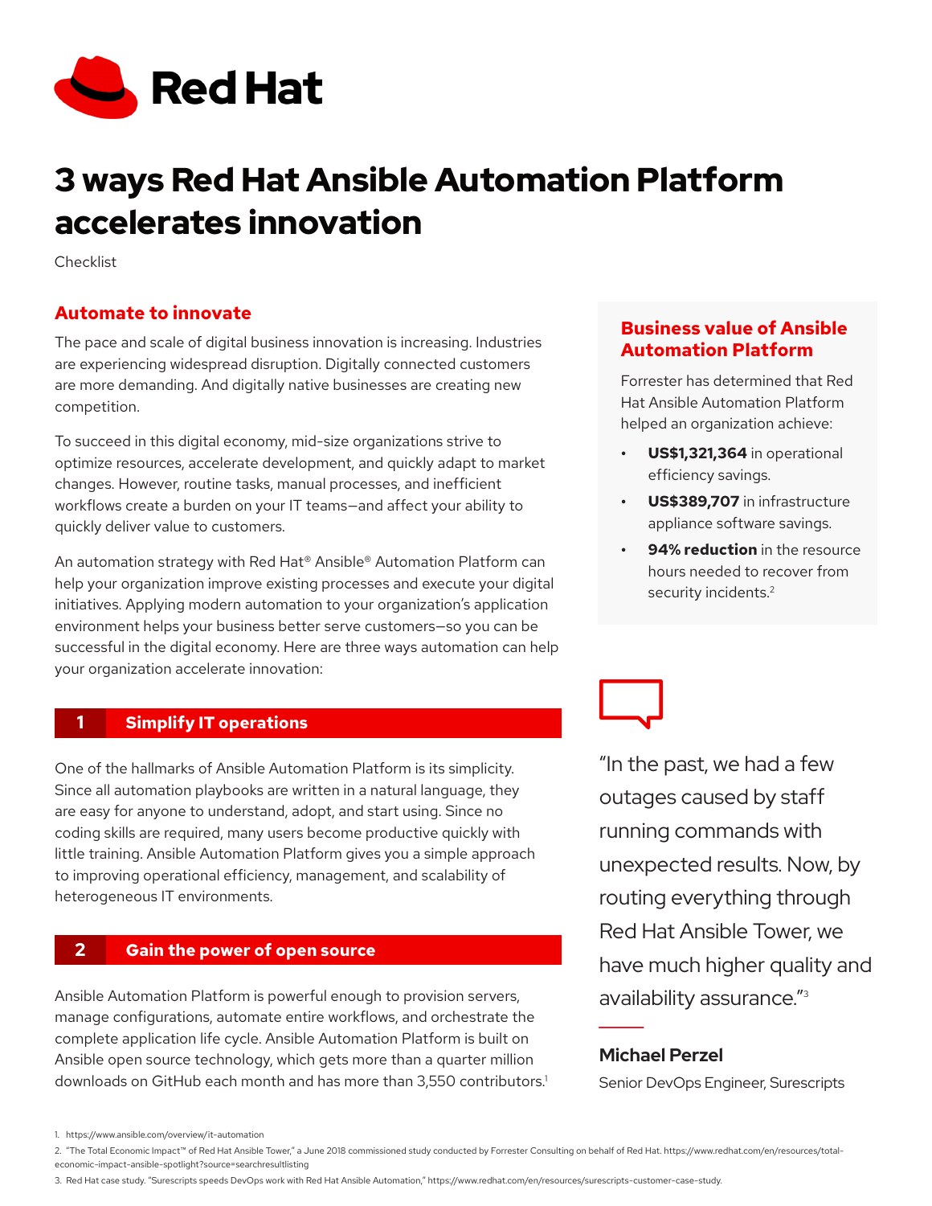Red Hat

# 3 ways Red Hat Ansible Automation Platform accelerates innovation

Checklist

## Automate to innovate

The pace and scale of digital business innovation is increasing. Industries are experiencing widespread disruption. Digitally connected customers are more demanding. And digitally native businesses are creating new competition.

To succeed in this digital economy, mid-size organizations strive to optimize resources, accelerate development, and quickly adapt to market changes. However, routine tasks, manual processes, and inefficient workflows create a burden on your IT teams—and affect your ability to quickly deliver value to customers.

An automation strategy with Red Hat® Ansible® Automation Platform can help your organization improve existing processes and execute your digital initiatives. Applying modern automation to your organization's application environment helps your business better serve customers—so you can be successful in the digital economy. Here are three ways automation can help your organization accelerate innovation:

### 1 Simplify IT operations

One of the hallmarks of Ansible Automation Platform is its simplicity. Since all automation playbooks are written in a natural language, they are easy for anyone to understand, adopt, and start using. Since no coding skills are required, many users become productive quickly with little training. Ansible Automation Platform gives you a simple approach to improving operational efficiency, management, and scalability of heterogeneous IT environments.

### 2 Gain the power of open source

Ansible Automation Platform is powerful enough to provision servers, manage configurations, automate entire workflows, and orchestrate the complete application life cycle. Ansible Automation Platform is built on Ansible open source technology, which gets more than a quarter million downloads on GitHub each month and has more than 3,550 contributors.[1]

## Business value of Ansible Automation Platform

Forrester has determined that Red Hat Ansible Automation Platform helped an organization achieve:

- **US$1,321,364** in operational efficiency savings.
- **US$389,707** in infrastructure appliance software savings.
- **94% reduction** in the resource hours needed to recover from security incidents.[2]

"In the past, we had a few outages caused by staff running commands with unexpected results. Now, by routing everything through Red Hat Ansible Tower, we have much higher quality and availability assurance."[3]

**Michael Perzel**

Senior DevOps Engineer, Surescripts

1. https://www.ansible.com/overview/it-automation
2. "The Total Economic Impact™ of Red Hat Ansible Tower," a June 2018 commissioned study conducted by Forrester Consulting on behalf of Red Hat. https://www.redhat.com/en/resources/total-economic-impact-ansible-spotlight?source=searchresultlisting
3. Red Hat case study. "Surescripts speeds DevOps work with Red Hat Ansible Automation," https://www.redhat.com/en/resources/surescripts-customer-case-study.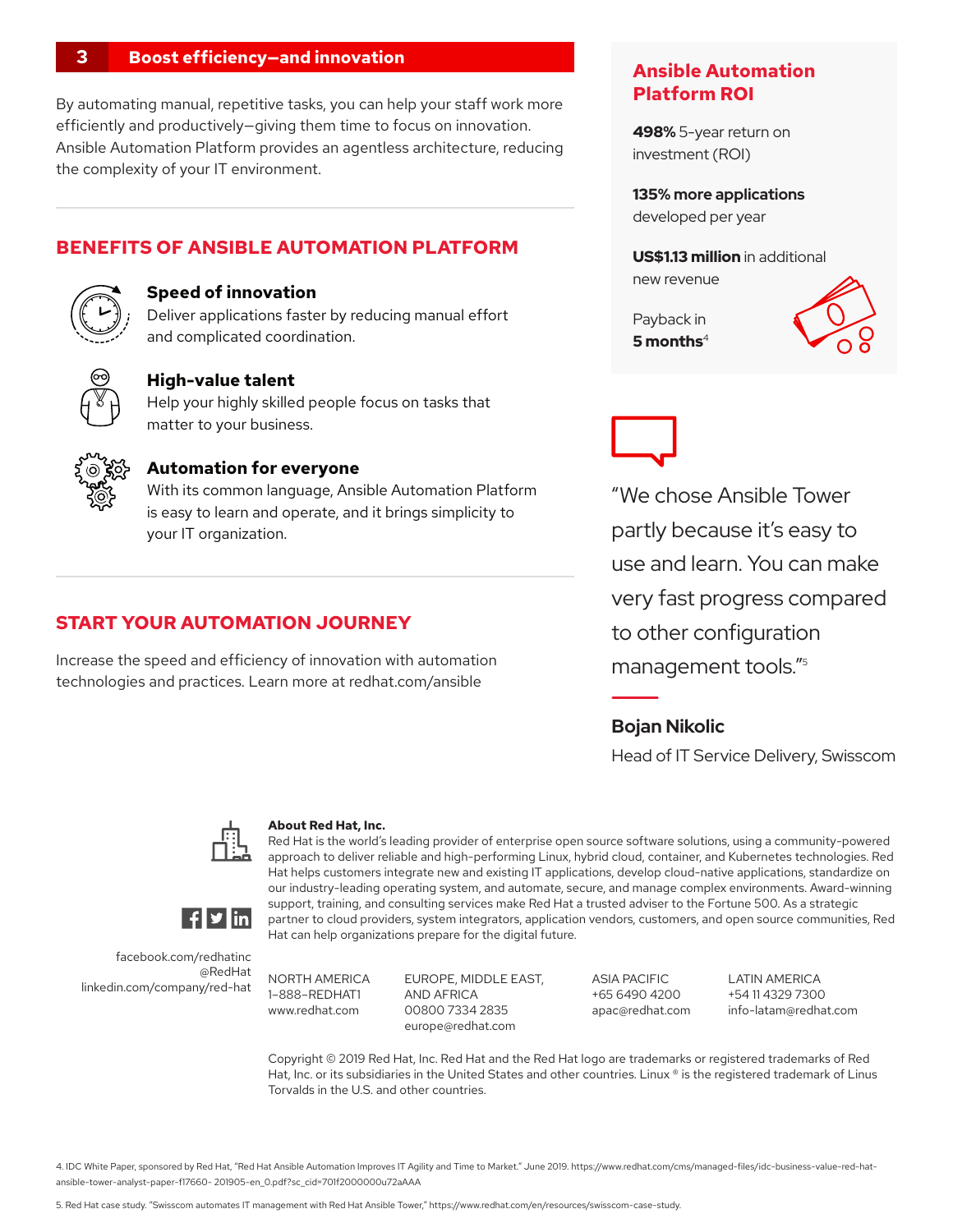## 3 Boost efficiency—and innovation

By automating manual, repetitive tasks, you can help your staff work more efficiently and productively—giving them time to focus on innovation. Ansible Automation Platform provides an agentless architecture, reducing the complexity of your IT environment.

### BENEFITS OF ANSIBLE AUTOMATION PLATFORM

**Speed of innovation**
Deliver applications faster by reducing manual effort and complicated coordination.

**High-value talent**
Help your highly skilled people focus on tasks that matter to your business.

**Automation for everyone**
With its common language, Ansible Automation Platform is easy to learn and operate, and it brings simplicity to your IT organization.

### START YOUR AUTOMATION JOURNEY

Increase the speed and efficiency of innovation with automation technologies and practices. Learn more at redhat.com/ansible

### Ansible Automation Platform ROI

**498%** 5-year return on investment (ROI)

**135% more applications** developed per year

**US$1.13 million** in additional new revenue

Payback in **5 months**[4]

"We chose Ansible Tower partly because it's easy to use and learn. You can make very fast progress compared to other configuration management tools."[5]

**Bojan Nikolic**
Head of IT Service Delivery, Swisscom

**About Red Hat, Inc.**
Red Hat is the world's leading provider of enterprise open source software solutions, using a community-powered approach to deliver reliable and high-performing Linux, hybrid cloud, container, and Kubernetes technologies. Red Hat helps customers integrate new and existing IT applications, develop cloud-native applications, standardize on our industry-leading operating system, and automate, secure, and manage complex environments. Award-winning support, training, and consulting services make Red Hat a trusted adviser to the Fortune 500. As a strategic partner to cloud providers, system integrators, application vendors, customers, and open source communities, Red Hat can help organizations prepare for the digital future.

facebook.com/redhatinc
@RedHat
linkedin.com/company/red-hat

NORTH AMERICA
1–888–REDHAT1
www.redhat.com

EUROPE, MIDDLE EAST, AND AFRICA
00800 7334 2835
europe@redhat.com

ASIA PACIFIC
+65 6490 4200
apac@redhat.com

LATIN AMERICA
+54 11 4329 7300
info-latam@redhat.com

Copyright © 2019 Red Hat, Inc. Red Hat and the Red Hat logo are trademarks or registered trademarks of Red Hat, Inc. or its subsidiaries in the United States and other countries. Linux ® is the registered trademark of Linus Torvalds in the U.S. and other countries.

4. IDC White Paper, sponsored by Red Hat, "Red Hat Ansible Automation Improves IT Agility and Time to Market." June 2019. https://www.redhat.com/cms/managed-files/idc-business-value-red-hat-ansible-tower-analyst-paper-f17660- 201905-en_0.pdf?sc_cid=701f2000000u72aAAA

5. Red Hat case study. "Swisscom automates IT management with Red Hat Ansible Tower," https://www.redhat.com/en/resources/swisscom-case-study.